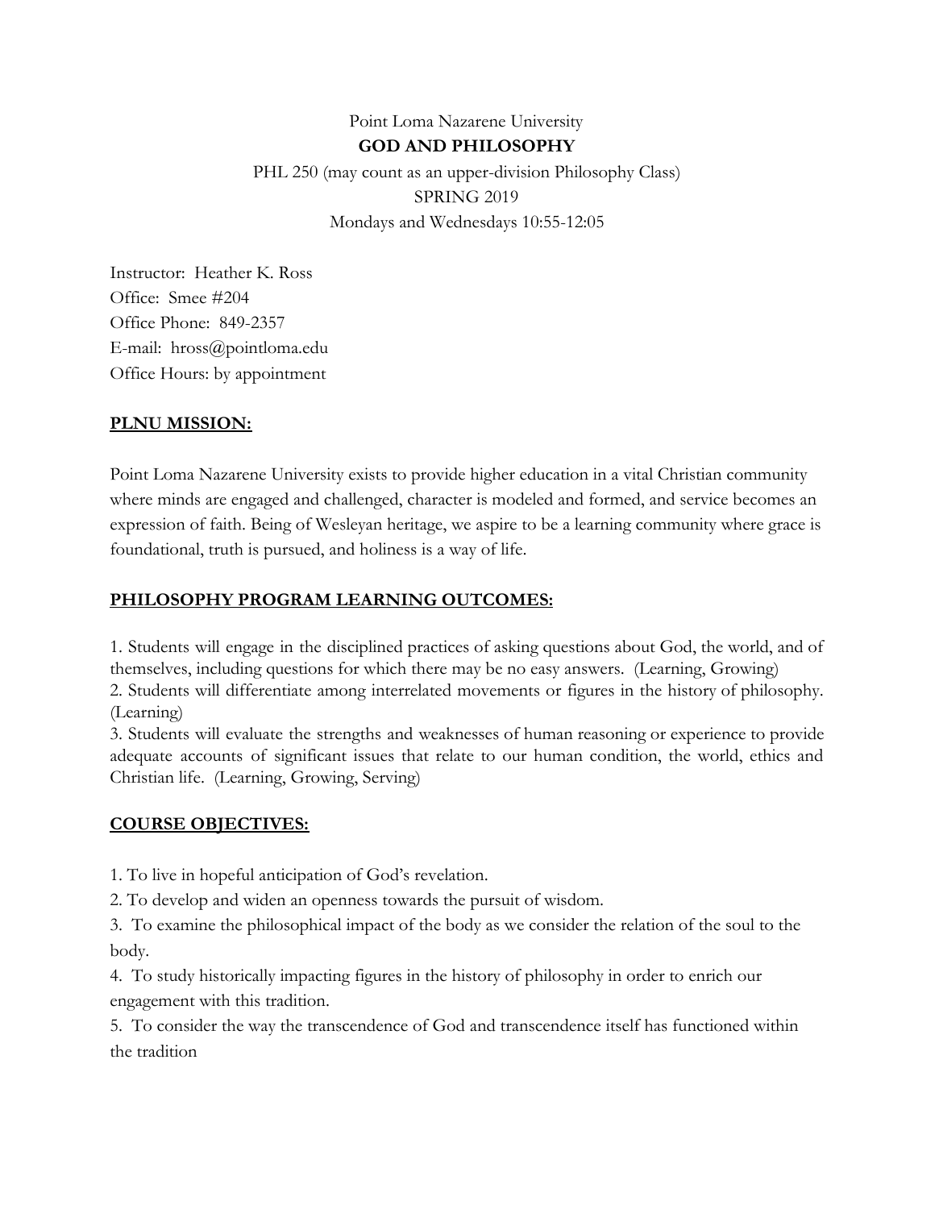Point Loma Nazarene University

**GOD AND PHILOSOPHY**

PHL 250 (may count as an upper-division Philosophy Class)

SPRING 2019

Mondays and Wednesdays 10:55-12:05

Instructor: Heather K. Ross
Office: Smee #204
Office Phone: 849-2357
E-mail: hross@pointloma.edu
Office Hours: by appointment

## **PLNU MISSION:**

Point Loma Nazarene University exists to provide higher education in a vital Christian community where minds are engaged and challenged, character is modeled and formed, and service becomes an expression of faith. Being of Wesleyan heritage, we aspire to be a learning community where grace is foundational, truth is pursued, and holiness is a way of life.

## **PHILOSOPHY PROGRAM LEARNING OUTCOMES:**

1. Students will engage in the disciplined practices of asking questions about God, the world, and of themselves, including questions for which there may be no easy answers. (Learning, Growing)
2. Students will differentiate among interrelated movements or figures in the history of philosophy. (Learning)
3. Students will evaluate the strengths and weaknesses of human reasoning or experience to provide adequate accounts of significant issues that relate to our human condition, the world, ethics and Christian life. (Learning, Growing, Serving)

## **COURSE OBJECTIVES:**

1. To live in hopeful anticipation of God's revelation.
2. To develop and widen an openness towards the pursuit of wisdom.
3. To examine the philosophical impact of the body as we consider the relation of the soul to the body.
4. To study historically impacting figures in the history of philosophy in order to enrich our engagement with this tradition.
5. To consider the way the transcendence of God and transcendence itself has functioned within the tradition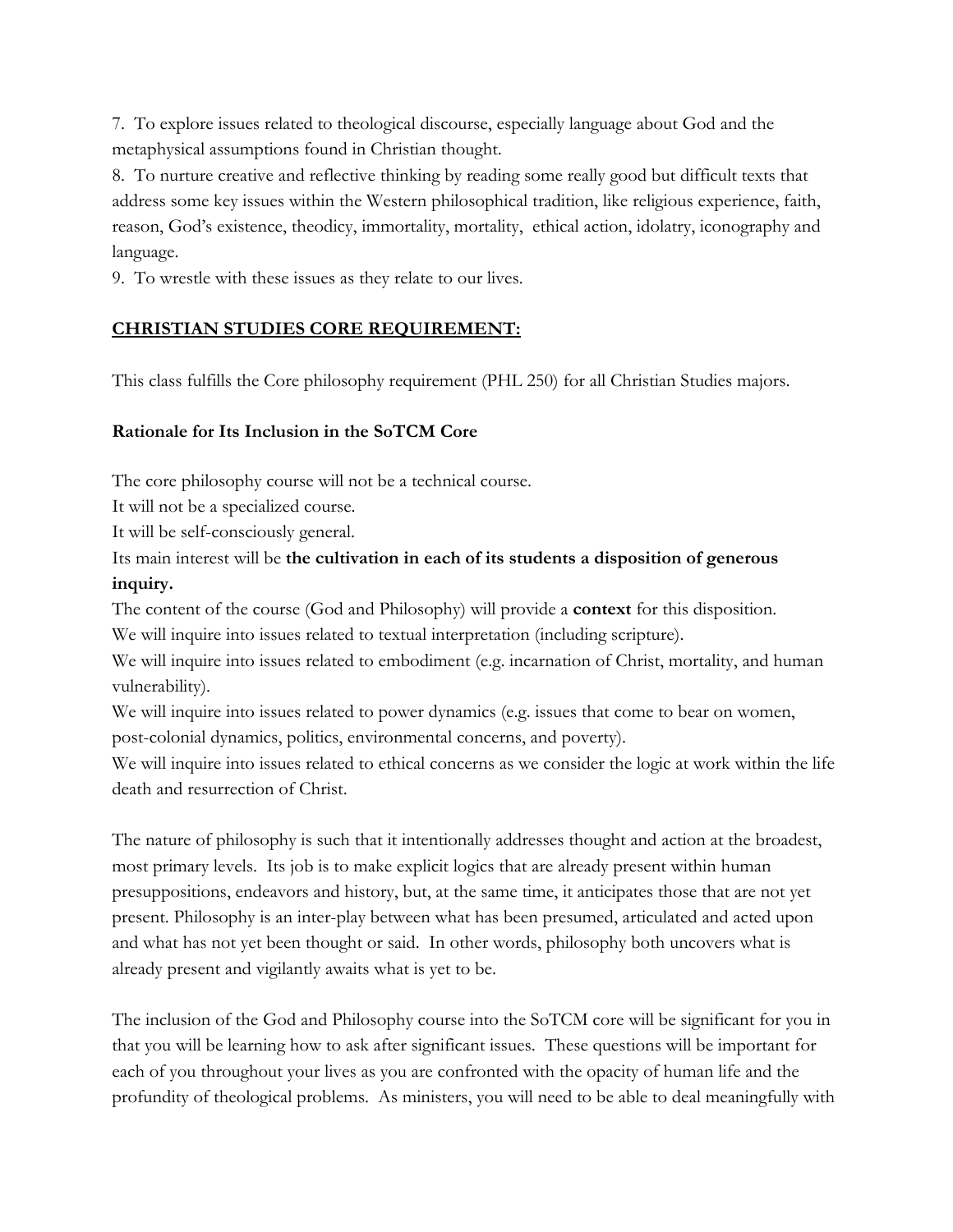7. To explore issues related to theological discourse, especially language about God and the metaphysical assumptions found in Christian thought.
8. To nurture creative and reflective thinking by reading some really good but difficult texts that address some key issues within the Western philosophical tradition, like religious experience, faith, reason, God's existence, theodicy, immortality, mortality, ethical action, idolatry, iconography and language.
9. To wrestle with these issues as they relate to our lives.

## CHRISTIAN STUDIES CORE REQUIREMENT:

This class fulfills the Core philosophy requirement (PHL 250) for all Christian Studies majors.

### Rationale for Its Inclusion in the SoTCM Core

The core philosophy course will not be a technical course.
It will not be a specialized course.
It will be self-consciously general.
Its main interest will be **the cultivation in each of its students a disposition of generous inquiry.**
The content of the course (God and Philosophy) will provide a **context** for this disposition.
We will inquire into issues related to textual interpretation (including scripture).
We will inquire into issues related to embodiment (e.g. incarnation of Christ, mortality, and human vulnerability).
We will inquire into issues related to power dynamics (e.g. issues that come to bear on women, post-colonial dynamics, politics, environmental concerns, and poverty).
We will inquire into issues related to ethical concerns as we consider the logic at work within the life death and resurrection of Christ.

The nature of philosophy is such that it intentionally addresses thought and action at the broadest, most primary levels. Its job is to make explicit logics that are already present within human presuppositions, endeavors and history, but, at the same time, it anticipates those that are not yet present. Philosophy is an inter-play between what has been presumed, articulated and acted upon and what has not yet been thought or said. In other words, philosophy both uncovers what is already present and vigilantly awaits what is yet to be.

The inclusion of the God and Philosophy course into the SoTCM core will be significant for you in that you will be learning how to ask after significant issues. These questions will be important for each of you throughout your lives as you are confronted with the opacity of human life and the profundity of theological problems. As ministers, you will need to be able to deal meaningfully with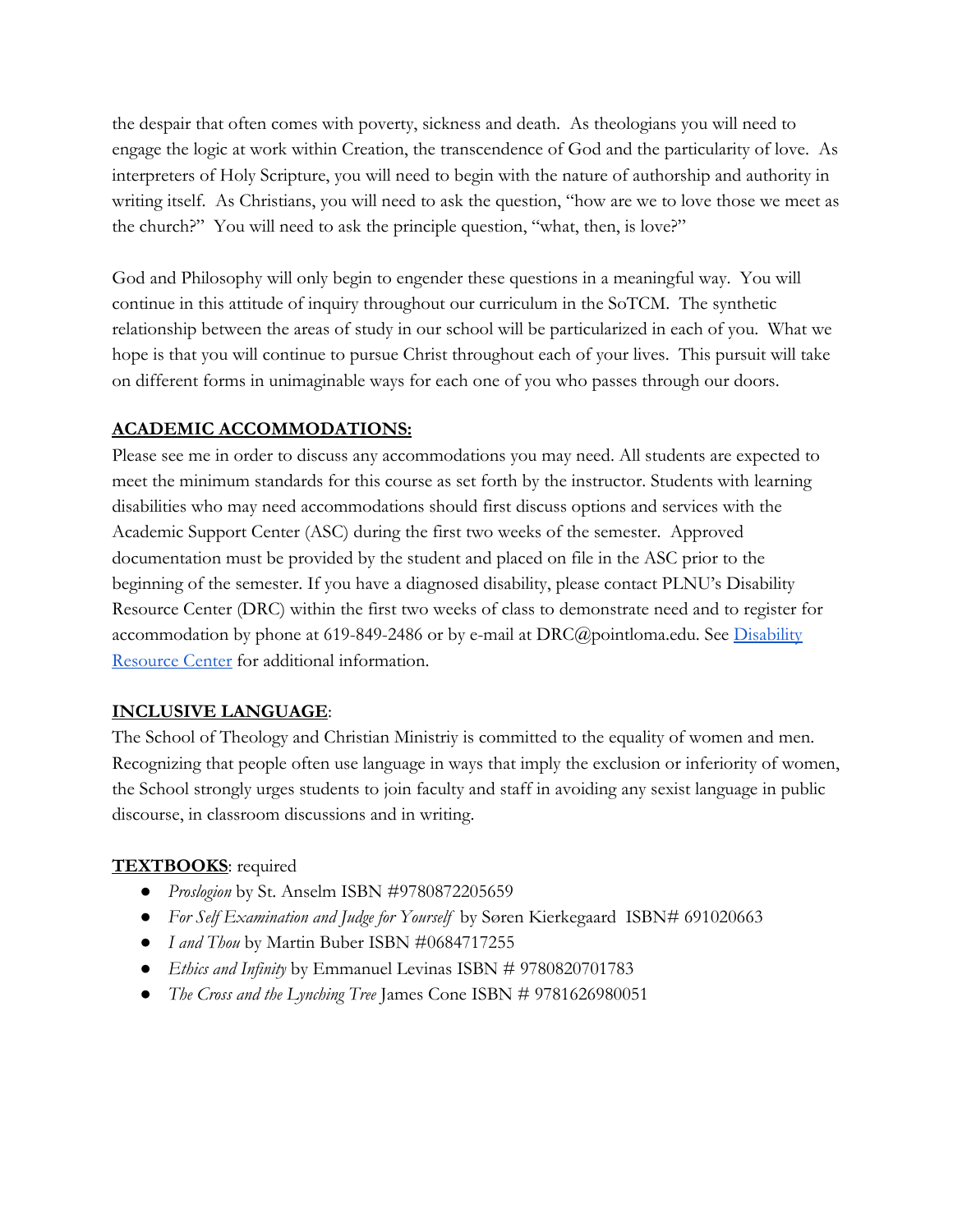the despair that often comes with poverty, sickness and death. As theologians you will need to engage the logic at work within Creation, the transcendence of God and the particularity of love. As interpreters of Holy Scripture, you will need to begin with the nature of authorship and authority in writing itself. As Christians, you will need to ask the question, "how are we to love those we meet as the church?" You will need to ask the principle question, "what, then, is love?"

God and Philosophy will only begin to engender these questions in a meaningful way. You will continue in this attitude of inquiry throughout our curriculum in the SoTCM. The synthetic relationship between the areas of study in our school will be particularized in each of you. What we hope is that you will continue to pursue Christ throughout each of your lives. This pursuit will take on different forms in unimaginable ways for each one of you who passes through our doors.

**ACADEMIC ACCOMMODATIONS:**

Please see me in order to discuss any accommodations you may need. All students are expected to meet the minimum standards for this course as set forth by the instructor. Students with learning disabilities who may need accommodations should first discuss options and services with the Academic Support Center (ASC) during the first two weeks of the semester. Approved documentation must be provided by the student and placed on file in the ASC prior to the beginning of the semester. If you have a diagnosed disability, please contact PLNU's Disability Resource Center (DRC) within the first two weeks of class to demonstrate need and to register for accommodation by phone at 619-849-2486 or by e-mail at DRC@pointloma.edu. See [Disability Resource Center] for additional information.

**INCLUSIVE LANGUAGE**:

The School of Theology and Christian Ministriy is committed to the equality of women and men. Recognizing that people often use language in ways that imply the exclusion or inferiority of women, the School strongly urges students to join faculty and staff in avoiding any sexist language in public discourse, in classroom discussions and in writing.

**TEXTBOOKS**: required

- *Proslogion* by St. Anselm ISBN #9780872205659
- *For Self Examination and Judge for Yourself* by Søren Kierkegaard ISBN# 691020663
- *I and Thou* by Martin Buber ISBN #0684717255
- *Ethics and Infinity* by Emmanuel Levinas ISBN # 9780820701783
- *The Cross and the Lynching Tree* James Cone ISBN # 9781626980051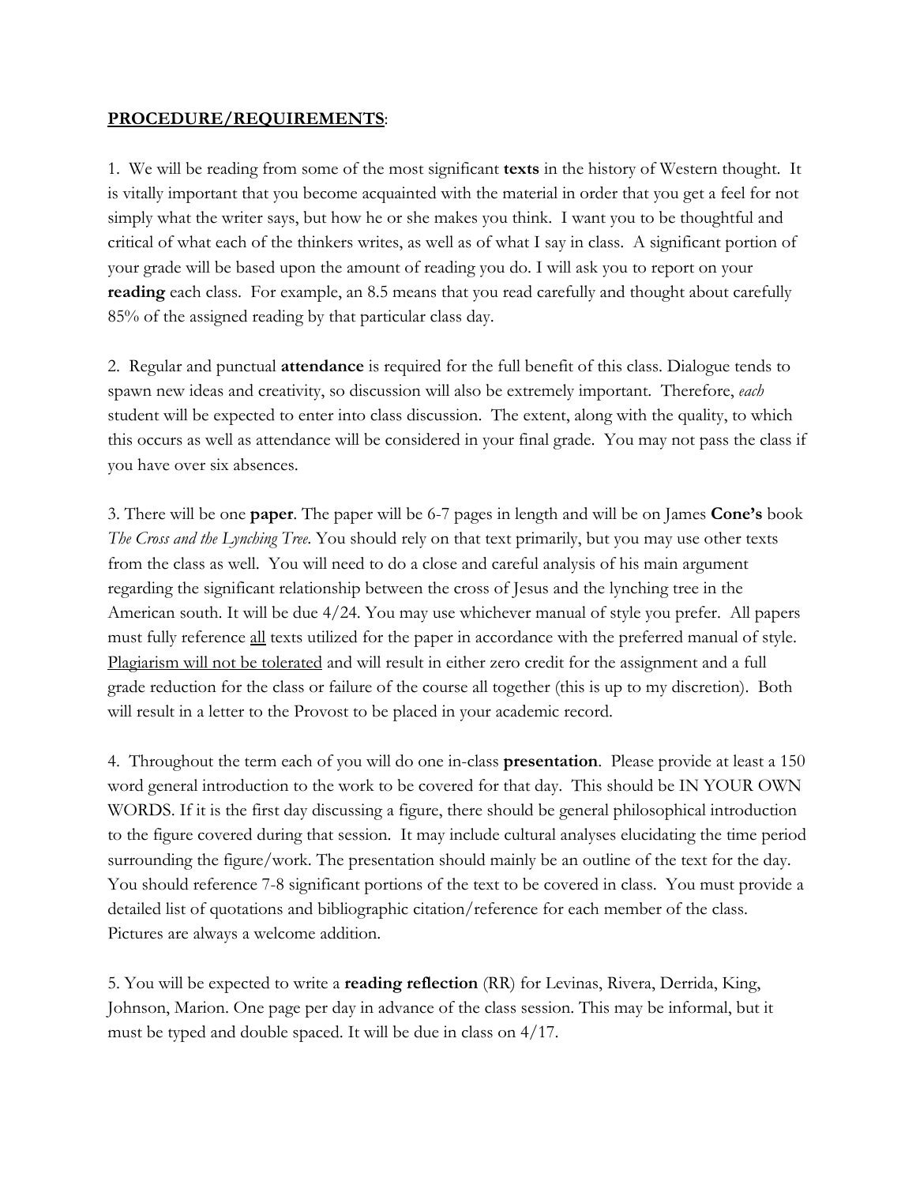**<u>PROCEDURE/REQUIREMENTS</u>**:

1. We will be reading from some of the most significant **texts** in the history of Western thought. It is vitally important that you become acquainted with the material in order that you get a feel for not simply what the writer says, but how he or she makes you think. I want you to be thoughtful and critical of what each of the thinkers writes, as well as of what I say in class. A significant portion of your grade will be based upon the amount of reading you do. I will ask you to report on your **reading** each class. For example, an 8.5 means that you read carefully and thought about carefully 85% of the assigned reading by that particular class day.

2. Regular and punctual **attendance** is required for the full benefit of this class. Dialogue tends to spawn new ideas and creativity, so discussion will also be extremely important. Therefore, *each* student will be expected to enter into class discussion. The extent, along with the quality, to which this occurs as well as attendance will be considered in your final grade. You may not pass the class if you have over six absences.

3. There will be one **paper**. The paper will be 6-7 pages in length and will be on James **Cone's** book *The Cross and the Lynching Tree.* You should rely on that text primarily, but you may use other texts from the class as well. You will need to do a close and careful analysis of his main argument regarding the significant relationship between the cross of Jesus and the lynching tree in the American south. It will be due 4/24. You may use whichever manual of style you prefer. All papers must fully reference <u>all</u> texts utilized for the paper in accordance with the preferred manual of style. <u>Plagiarism will not be tolerated</u> and will result in either zero credit for the assignment and a full grade reduction for the class or failure of the course all together (this is up to my discretion). Both will result in a letter to the Provost to be placed in your academic record.

4. Throughout the term each of you will do one in-class **presentation**. Please provide at least a 150 word general introduction to the work to be covered for that day. This should be IN YOUR OWN WORDS. If it is the first day discussing a figure, there should be general philosophical introduction to the figure covered during that session. It may include cultural analyses elucidating the time period surrounding the figure/work. The presentation should mainly be an outline of the text for the day. You should reference 7-8 significant portions of the text to be covered in class. You must provide a detailed list of quotations and bibliographic citation/reference for each member of the class. Pictures are always a welcome addition.

5. You will be expected to write a **reading reflection** (RR) for Levinas, Rivera, Derrida, King, Johnson, Marion. One page per day in advance of the class session. This may be informal, but it must be typed and double spaced. It will be due in class on 4/17.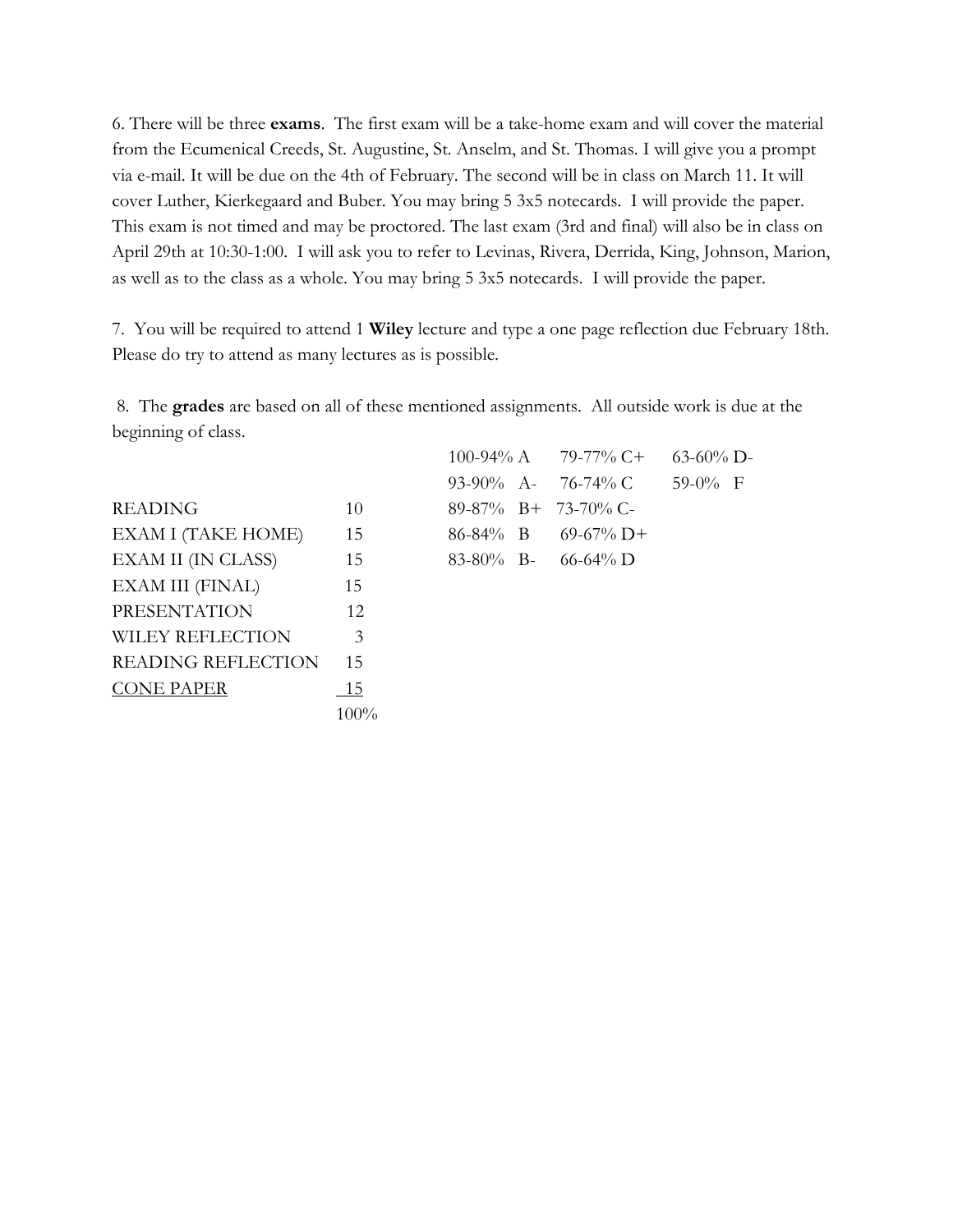6. There will be three **exams**. The first exam will be a take-home exam and will cover the material from the Ecumenical Creeds, St. Augustine, St. Anselm, and St. Thomas. I will give you a prompt via e-mail. It will be due on the 4th of February. The second will be in class on March 11. It will cover Luther, Kierkegaard and Buber. You may bring 5 3x5 notecards. I will provide the paper. This exam is not timed and may be proctored. The last exam (3rd and final) will also be in class on April 29th at 10:30-1:00. I will ask you to refer to Levinas, Rivera, Derrida, King, Johnson, Marion, as well as to the class as a whole. You may bring 5 3x5 notecards. I will provide the paper.

7. You will be required to attend 1 **Wiley** lecture and type a one page reflection due February 18th. Please do try to attend as many lectures as is possible.

8. The **grades** are based on all of these mentioned assignments. All outside work is due at the beginning of class.

| Assignment | Weight |
|---|---|
| READING | 10 |
| EXAM I (TAKE HOME) | 15 |
| EXAM II (IN CLASS) | 15 |
| EXAM III (FINAL) | 15 |
| PRESENTATION | 12 |
| WILEY REFLECTION | 3 |
| READING REFLECTION | 15 |
| <u>CONE PAPER</u> | <u>15</u> |
| | 100% |

| | | |
|---|---|---|
| 100-94% A | 79-77% C+ | 63-60% D- |
| 93-90% A- | 76-74% C | 59-0% F |
| 89-87% B+ | 73-70% C- | |
| 86-84% B | 69-67% D+ | |
| 83-80% B- | 66-64% D | |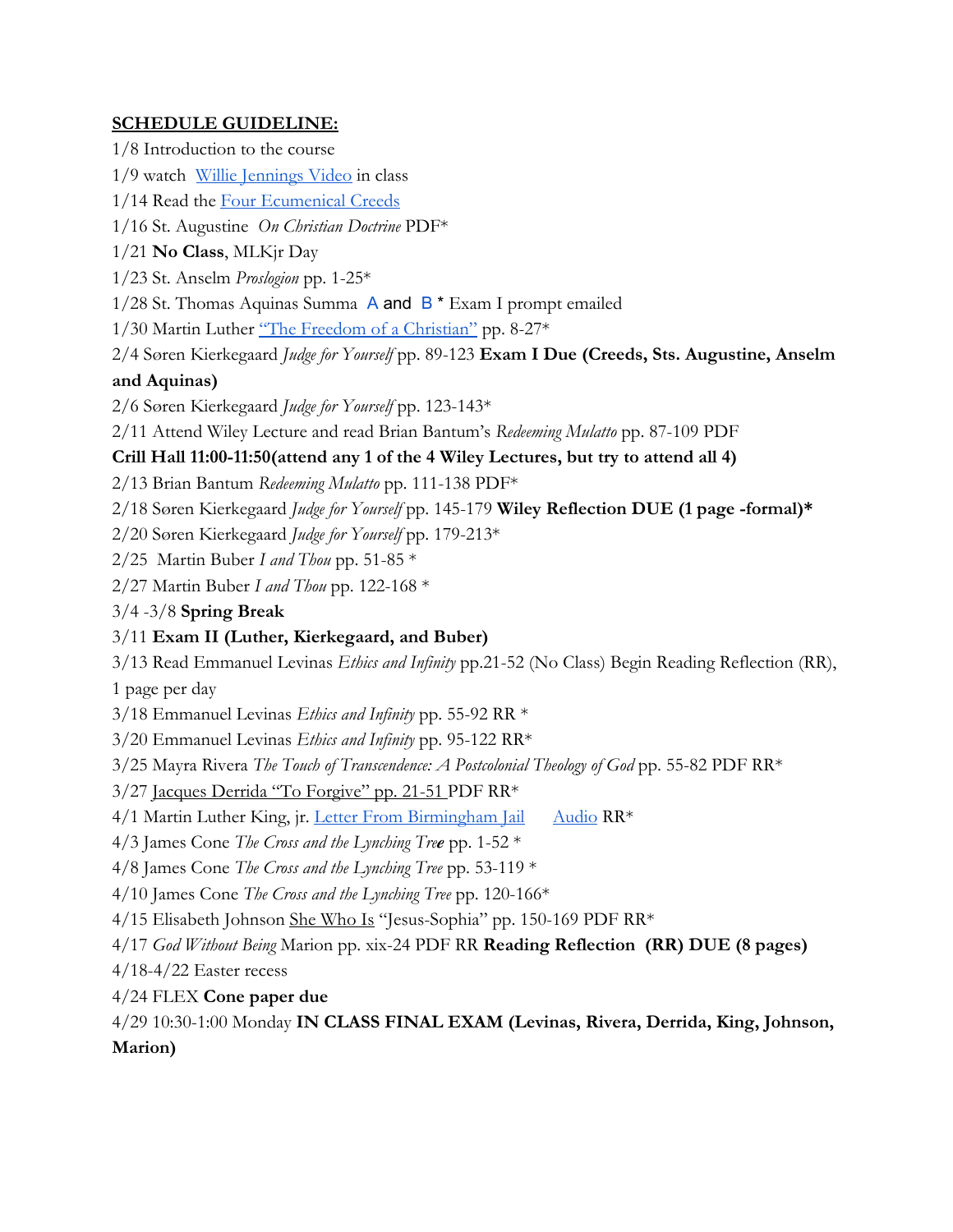**SCHEDULE GUIDELINE:**

1/8 Introduction to the course

1/9 watch Willie Jennings Video in class

1/14 Read the Four Ecumenical Creeds

1/16 St. Augustine *On Christian Doctrine* PDF*

1/21 **No Class**, MLKjr Day

1/23 St. Anselm *Proslogion* pp. 1-25*

1/28 St. Thomas Aquinas Summa A and B * Exam I prompt emailed

1/30 Martin Luther "The Freedom of a Christian" pp. 8-27*

2/4 Søren Kierkegaard *Judge for Yourself* pp. 89-123 **Exam I Due (Creeds, Sts. Augustine, Anselm and Aquinas)**

2/6 Søren Kierkegaard *Judge for Yourself* pp. 123-143*

2/11 Attend Wiley Lecture and read Brian Bantum's *Redeeming Mulatto* pp. 87-109 PDF

**Crill Hall 11:00-11:50(attend any 1 of the 4 Wiley Lectures, but try to attend all 4)**

2/13 Brian Bantum *Redeeming Mulatto* pp. 111-138 PDF*

2/18 Søren Kierkegaard *Judge for Yourself* pp. 145-179 **Wiley Reflection DUE (1 page -formal)***

2/20 Søren Kierkegaard *Judge for Yourself* pp. 179-213*

2/25 Martin Buber *I and Thou* pp. 51-85 *

2/27 Martin Buber *I and Thou* pp. 122-168 *

3/4 -3/8 **Spring Break**

3/11 **Exam II (Luther, Kierkegaard, and Buber)**

3/13 Read Emmanuel Levinas *Ethics and Infinity* pp.21-52 (No Class) Begin Reading Reflection (RR), 1 page per day

3/18 Emmanuel Levinas *Ethics and Infinity* pp. 55-92 RR *

3/20 Emmanuel Levinas *Ethics and Infinity* pp. 95-122 RR*

3/25 Mayra Rivera *The Touch of Transcendence: A Postcolonial Theology of God* pp. 55-82 PDF RR*

3/27 Jacques Derrida "To Forgive" pp. 21-51 PDF RR*

4/1 Martin Luther King, jr. Letter From Birmingham Jail Audio RR*

4/3 James Cone *The Cross and the Lynching Tree* pp. 1-52 *

4/8 James Cone *The Cross and the Lynching Tree* pp. 53-119 *

4/10 James Cone *The Cross and the Lynching Tree* pp. 120-166*

4/15 Elisabeth Johnson She Who Is "Jesus-Sophia" pp. 150-169 PDF RR*

4/17 *God Without Being* Marion pp. xix-24 PDF RR **Reading Reflection (RR) DUE (8 pages)**

4/18-4/22 Easter recess

4/24 FLEX **Cone paper due**

4/29 10:30-1:00 Monday **IN CLASS FINAL EXAM (Levinas, Rivera, Derrida, King, Johnson, Marion)**